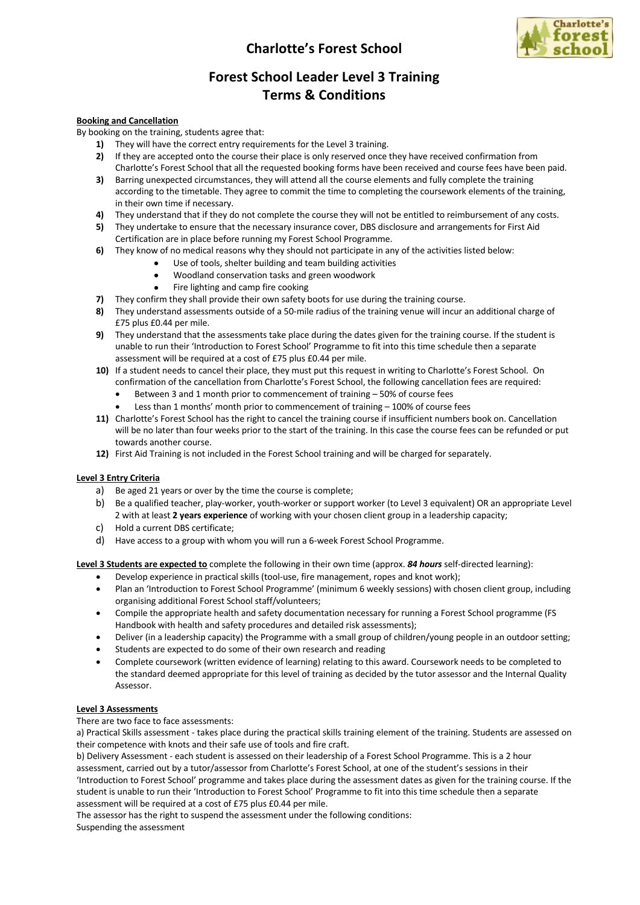# Charlotte's Forest School

## Forest School Leader Level 3 Training
## Terms & Conditions

**Booking and Cancellation**

By booking on the training, students agree that:

1) They will have the correct entry requirements for the Level 3 training.
2) If they are accepted onto the course their place is only reserved once they have received confirmation from Charlotte's Forest School that all the requested booking forms have been received and course fees have been paid.
3) Barring unexpected circumstances, they will attend all the course elements and fully complete the training according to the timetable. They agree to commit the time to completing the coursework elements of the training, in their own time if necessary.
4) They understand that if they do not complete the course they will not be entitled to reimbursement of any costs.
5) They undertake to ensure that the necessary insurance cover, DBS disclosure and arrangements for First Aid Certification are in place before running my Forest School Programme.
6) They know of no medical reasons why they should not participate in any of the activities listed below:
   - Use of tools, shelter building and team building activities
   - Woodland conservation tasks and green woodwork
   - Fire lighting and camp fire cooking
7) They confirm they shall provide their own safety boots for use during the training course.
8) They understand assessments outside of a 50-mile radius of the training venue will incur an additional charge of £75 plus £0.44 per mile.
9) They understand that the assessments take place during the dates given for the training course. If the student is unable to run their 'Introduction to Forest School' Programme to fit into this time schedule then a separate assessment will be required at a cost of £75 plus £0.44 per mile.
10) If a student needs to cancel their place, they must put this request in writing to Charlotte's Forest School. On confirmation of the cancellation from Charlotte's Forest School, the following cancellation fees are required:
    - Between 3 and 1 month prior to commencement of training – 50% of course fees
    - Less than 1 months' month prior to commencement of training – 100% of course fees
11) Charlotte's Forest School has the right to cancel the training course if insufficient numbers book on. Cancellation will be no later than four weeks prior to the start of the training. In this case the course fees can be refunded or put towards another course.
12) First Aid Training is not included in the Forest School training and will be charged for separately.

**Level 3 Entry Criteria**

a) Be aged 21 years or over by the time the course is complete;
b) Be a qualified teacher, play-worker, youth-worker or support worker (to Level 3 equivalent) OR an appropriate Level 2 with at least **2 years experience** of working with your chosen client group in a leadership capacity;
c) Hold a current DBS certificate;
d) Have access to a group with whom you will run a 6-week Forest School Programme.

**Level 3 Students are expected to** complete the following in their own time (approx. ***84 hours*** self-directed learning):

- Develop experience in practical skills (tool-use, fire management, ropes and knot work);
- Plan an 'Introduction to Forest School Programme' (minimum 6 weekly sessions) with chosen client group, including organising additional Forest School staff/volunteers;
- Compile the appropriate health and safety documentation necessary for running a Forest School programme (FS Handbook with health and safety procedures and detailed risk assessments);
- Deliver (in a leadership capacity) the Programme with a small group of children/young people in an outdoor setting;
- Students are expected to do some of their own research and reading
- Complete coursework (written evidence of learning) relating to this award. Coursework needs to be completed to the standard deemed appropriate for this level of training as decided by the tutor assessor and the Internal Quality Assessor.

**Level 3 Assessments**

There are two face to face assessments:

a) Practical Skills assessment - takes place during the practical skills training element of the training. Students are assessed on their competence with knots and their safe use of tools and fire craft.

b) Delivery Assessment - each student is assessed on their leadership of a Forest School Programme. This is a 2 hour assessment, carried out by a tutor/assessor from Charlotte's Forest School, at one of the student's sessions in their 'Introduction to Forest School' programme and takes place during the assessment dates as given for the training course. If the student is unable to run their 'Introduction to Forest School' Programme to fit into this time schedule then a separate assessment will be required at a cost of £75 plus £0.44 per mile.

The assessor has the right to suspend the assessment under the following conditions:

Suspending the assessment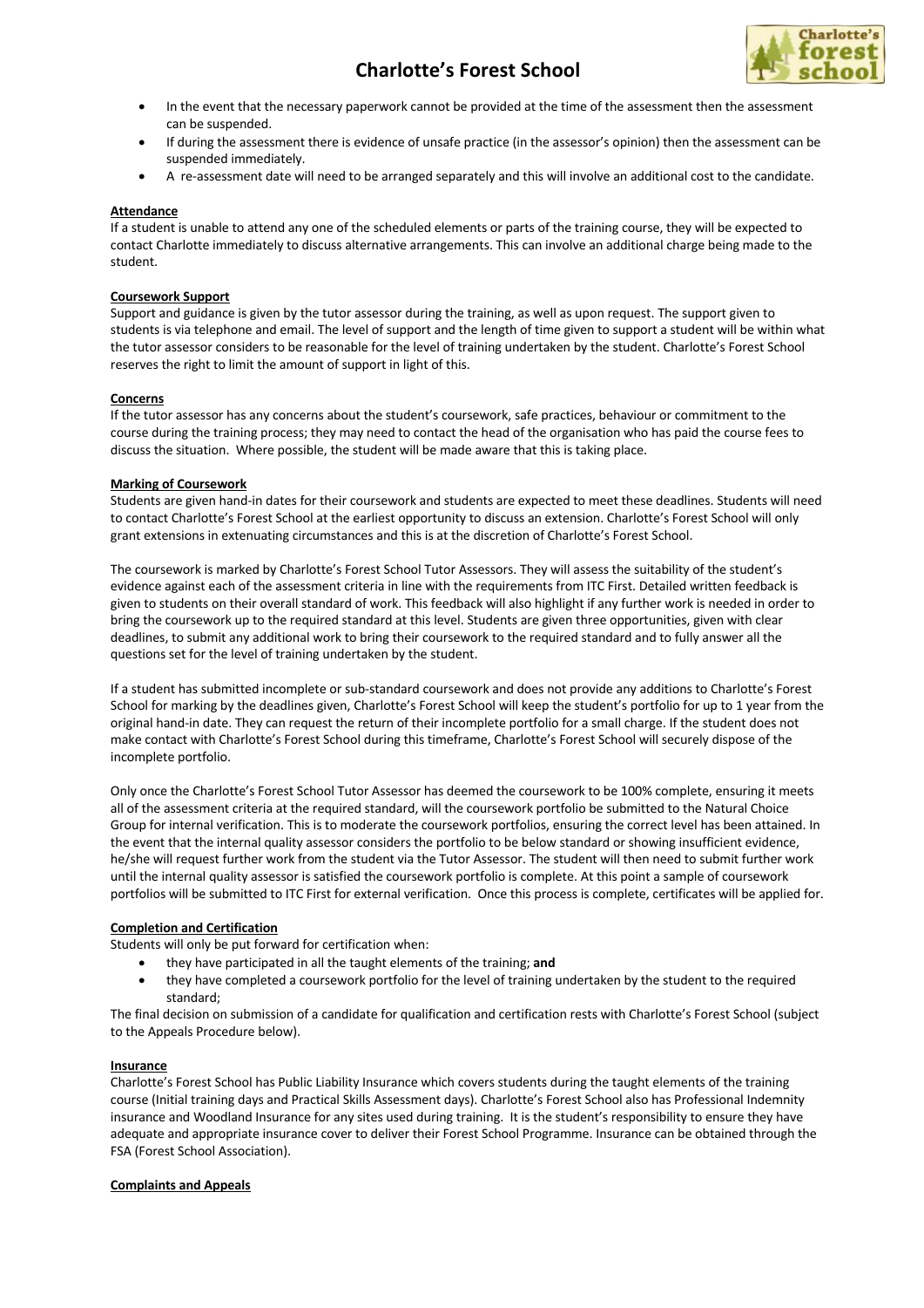- In the event that the necessary paperwork cannot be provided at the time of the assessment then the assessment can be suspended.
- If during the assessment there is evidence of unsafe practice (in the assessor's opinion) then the assessment can be suspended immediately.
- A re-assessment date will need to be arranged separately and this will involve an additional cost to the candidate.

**Attendance**

If a student is unable to attend any one of the scheduled elements or parts of the training course, they will be expected to contact Charlotte immediately to discuss alternative arrangements. This can involve an additional charge being made to the student.

**Coursework Support**

Support and guidance is given by the tutor assessor during the training, as well as upon request. The support given to students is via telephone and email. The level of support and the length of time given to support a student will be within what the tutor assessor considers to be reasonable for the level of training undertaken by the student. Charlotte's Forest School reserves the right to limit the amount of support in light of this.

**Concerns**

If the tutor assessor has any concerns about the student's coursework, safe practices, behaviour or commitment to the course during the training process; they may need to contact the head of the organisation who has paid the course fees to discuss the situation. Where possible, the student will be made aware that this is taking place.

**Marking of Coursework**

Students are given hand-in dates for their coursework and students are expected to meet these deadlines. Students will need to contact Charlotte's Forest School at the earliest opportunity to discuss an extension. Charlotte's Forest School will only grant extensions in extenuating circumstances and this is at the discretion of Charlotte's Forest School.

The coursework is marked by Charlotte's Forest School Tutor Assessors. They will assess the suitability of the student's evidence against each of the assessment criteria in line with the requirements from ITC First. Detailed written feedback is given to students on their overall standard of work. This feedback will also highlight if any further work is needed in order to bring the coursework up to the required standard at this level. Students are given three opportunities, given with clear deadlines, to submit any additional work to bring their coursework to the required standard and to fully answer all the questions set for the level of training undertaken by the student.

If a student has submitted incomplete or sub-standard coursework and does not provide any additions to Charlotte's Forest School for marking by the deadlines given, Charlotte's Forest School will keep the student's portfolio for up to 1 year from the original hand-in date. They can request the return of their incomplete portfolio for a small charge. If the student does not make contact with Charlotte's Forest School during this timeframe, Charlotte's Forest School will securely dispose of the incomplete portfolio.

Only once the Charlotte's Forest School Tutor Assessor has deemed the coursework to be 100% complete, ensuring it meets all of the assessment criteria at the required standard, will the coursework portfolio be submitted to the Natural Choice Group for internal verification. This is to moderate the coursework portfolios, ensuring the correct level has been attained. In the event that the internal quality assessor considers the portfolio to be below standard or showing insufficient evidence, he/she will request further work from the student via the Tutor Assessor. The student will then need to submit further work until the internal quality assessor is satisfied the coursework portfolio is complete. At this point a sample of coursework portfolios will be submitted to ITC First for external verification. Once this process is complete, certificates will be applied for.

**Completion and Certification**

Students will only be put forward for certification when:

- they have participated in all the taught elements of the training; **and**
- they have completed a coursework portfolio for the level of training undertaken by the student to the required standard;

The final decision on submission of a candidate for qualification and certification rests with Charlotte's Forest School (subject to the Appeals Procedure below).

**Insurance**

Charlotte's Forest School has Public Liability Insurance which covers students during the taught elements of the training course (Initial training days and Practical Skills Assessment days). Charlotte's Forest School also has Professional Indemnity insurance and Woodland Insurance for any sites used during training. It is the student's responsibility to ensure they have adequate and appropriate insurance cover to deliver their Forest School Programme. Insurance can be obtained through the FSA (Forest School Association).

**Complaints and Appeals**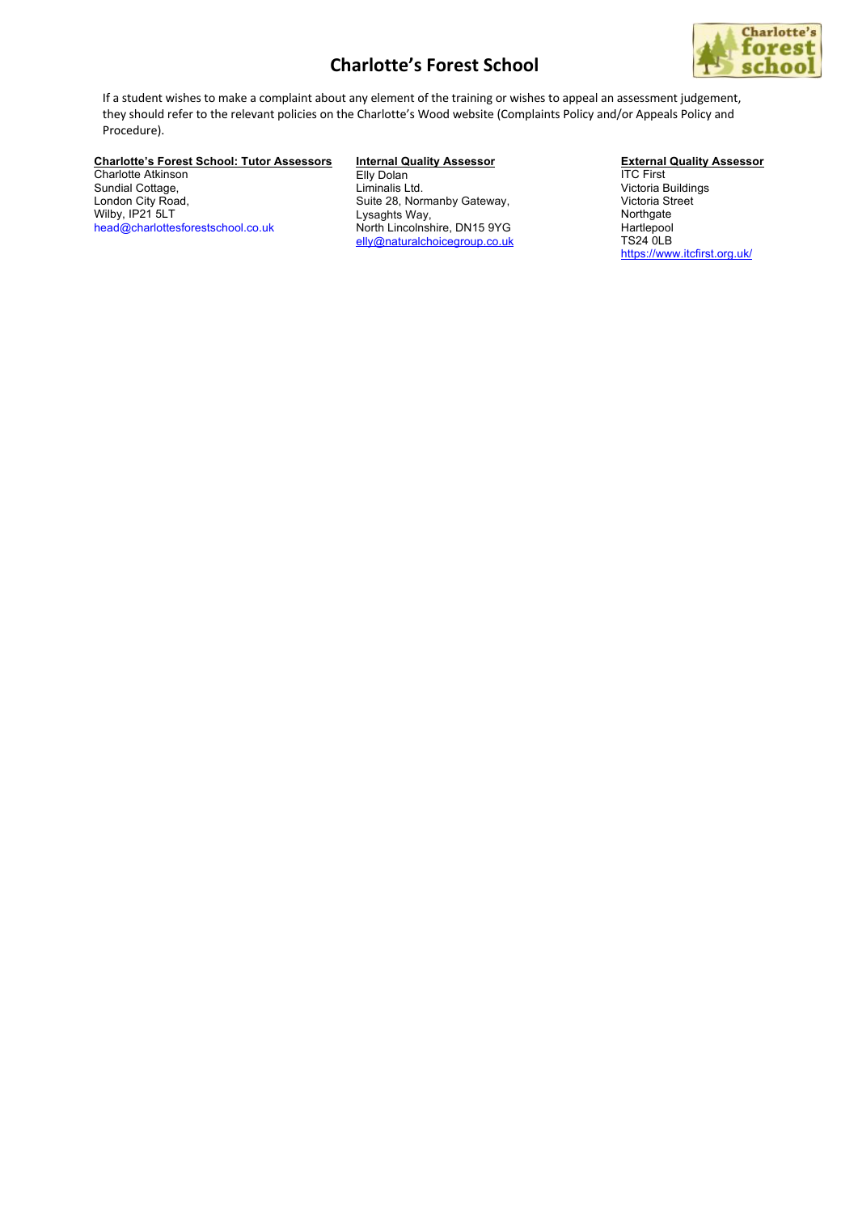# Charlotte's Forest School

If a student wishes to make a complaint about any element of the training or wishes to appeal an assessment judgement, they should refer to the relevant policies on the Charlotte's Wood website (Complaints Policy and/or Appeals Policy and Procedure).

**Charlotte's Forest School: Tutor Assessors**
Charlotte Atkinson
Sundial Cottage,
London City Road,
Wilby, IP21 5LT
head@charlottesforestschool.co.uk

**Internal Quality Assessor**
Elly Dolan
Liminalis Ltd.
Suite 28, Normanby Gateway,
Lysaghts Way,
North Lincolnshire, DN15 9YG
elly@naturalchoicegroup.co.uk

**External Quality Assessor**
ITC First
Victoria Buildings
Victoria Street
Northgate
Hartlepool
TS24 0LB
https://www.itcfirst.org.uk/